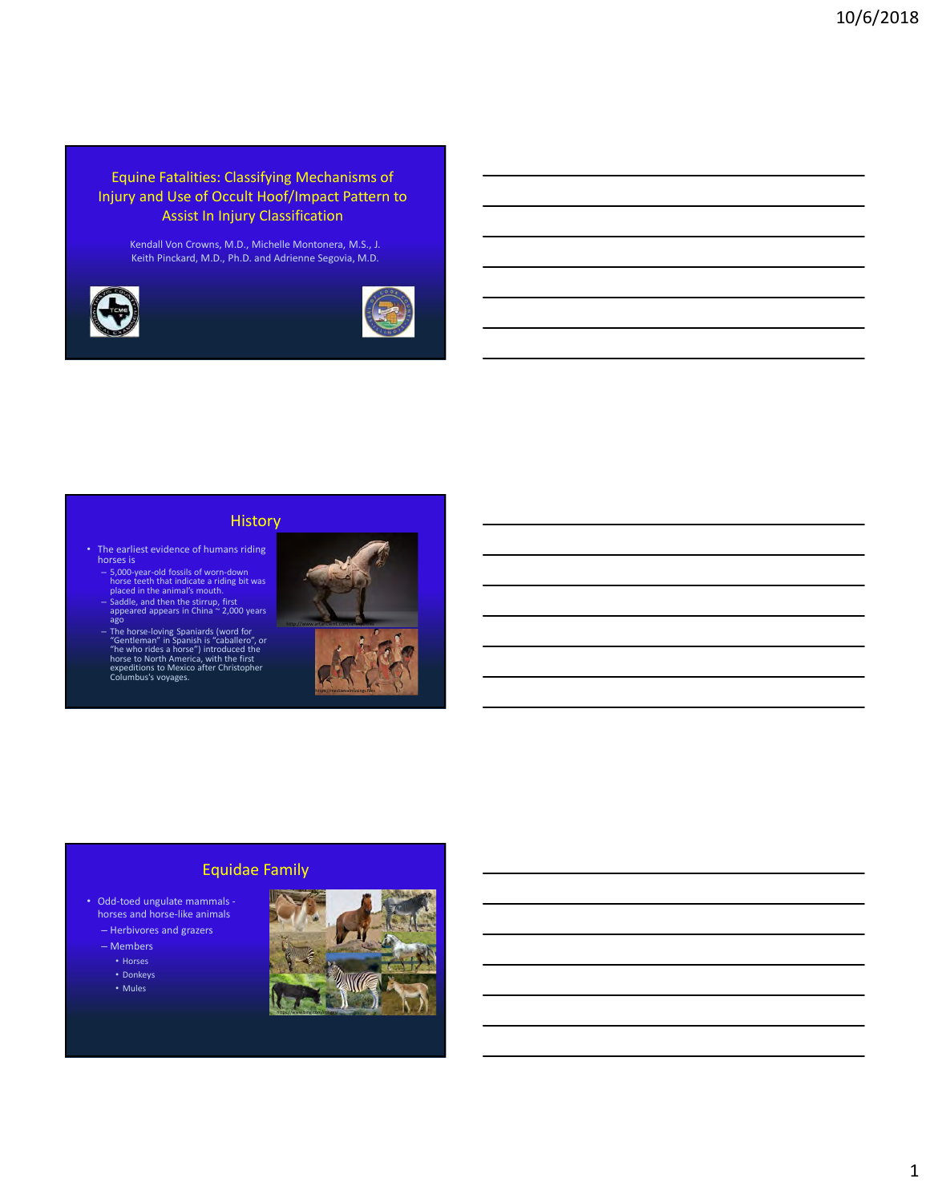## Equine Fatalities: Classifying Mechanisms of Injury and Use of Occult Hoof/Impact Pattern to Assist In Injury Classification

Kendall Von Crowns, M.D., Michelle Montonera, M.S., J. Keith Pinckard, M.D., Ph.D. and Adrienne Segovia, M.D.

## History

- The earliest evidence of humans riding horses is
  - 5,000-year-old fossils of worn-down horse teeth that indicate a riding bit was placed in the animal's mouth.
  - Saddle, and then the stirrup, first appeared appears in China ~ 2,000 years ago
  - The horse-loving Spaniards (word for "Gentleman" in Spanish is "caballero", or "he who rides a horse") introduced the horse to North America, with the first expeditions to Mexico after Christopher Columbus's voyages.

## Equidae Family

- Odd-toed ungulate mammals - horses and horse-like animals
  - Herbivores and grazers
  - Members
    - Horses
    - Donkeys
    - Mules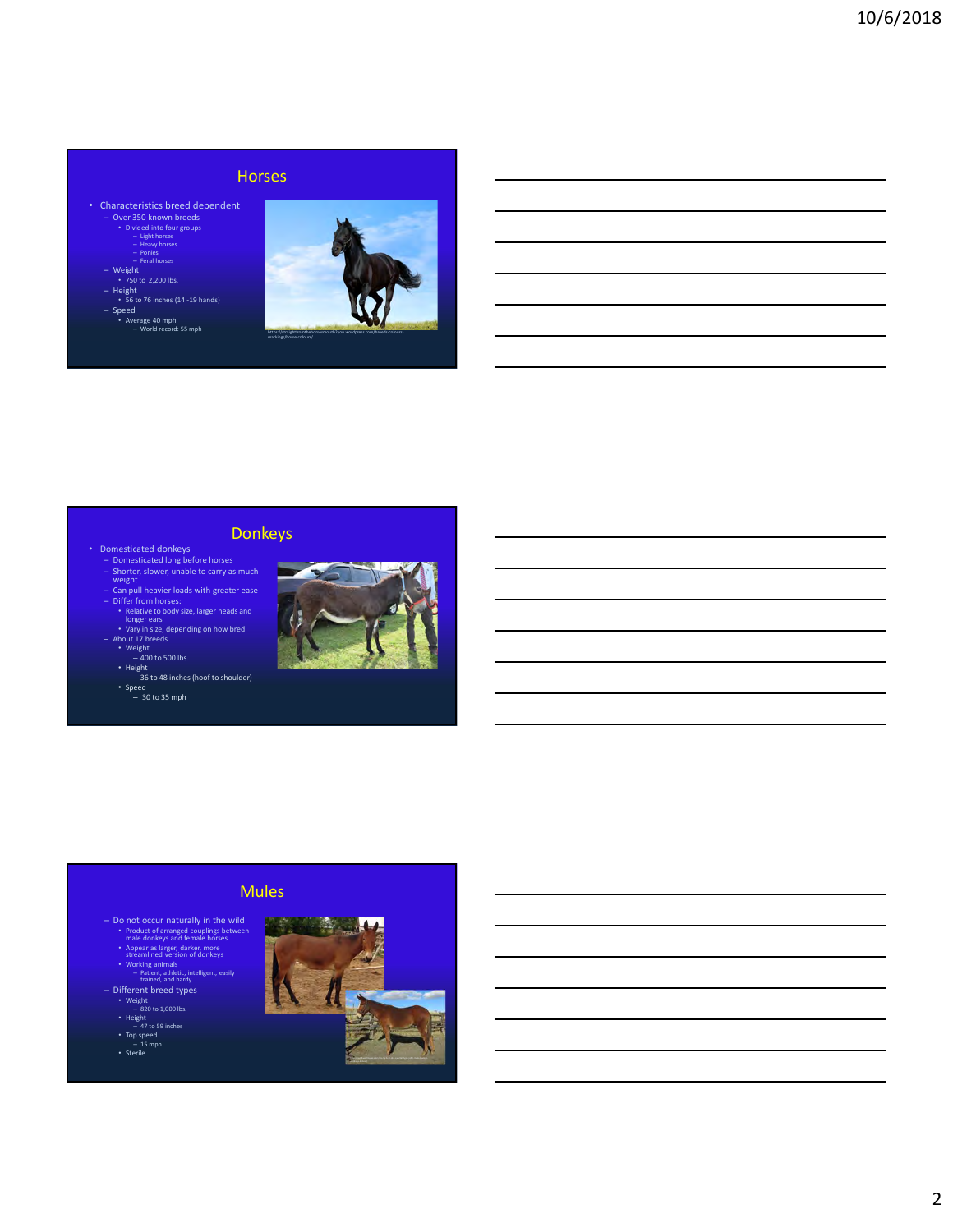## Horses

- Characteristics breed dependent
  - Over 350 known breeds
    - Divided into four groups
      - Light horses
      - Heavy horses
      - Ponies
      - Feral horses
  - Weight
    - 750 to 2,200 lbs.
  - Height
    - 56 to 76 inches (14 -19 hands)
  - Speed
    - Average 40 mph
      - World record: 55 mph

https://straightfromthehorsesmouth2you.wordpress.com/breeds-colours-markings/horse-colours/

## Donkeys

- Domesticated donkeys
  - Domesticated long before horses
  - Shorter, slower, unable to carry as much weight
  - Can pull heavier loads with greater ease
  - Differ from horses:
    - Relative to body size, larger heads and longer ears
    - Vary in size, depending on how bred
  - About 17 breeds
    - Weight
      - 400 to 500 lbs.
    - Height
      - 36 to 48 inches (hoof to shoulder)
    - Speed
      - 30 to 35 mph

## Mules

- Do not occur naturally in the wild
  - Product of arranged couplings between male donkeys and female horses
  - Appear as larger, darker, more streamlined version of donkeys
  - Working animals
    - Patient, athletic, intelligent, easily trained, and hardy
- Different breed types
  - Weight
    - 820 to 1,000 lbs.
  - Height
    - 47 to 59 inches
  - Top speed
    - 15 mph
  - Sterile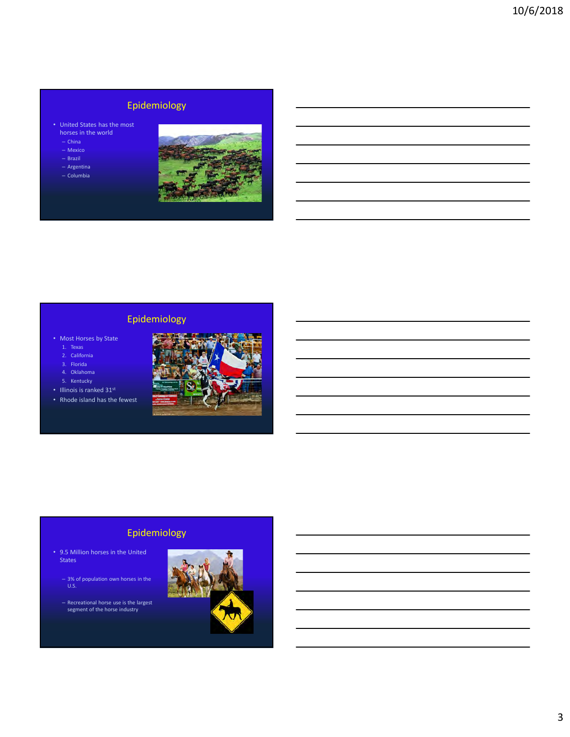## Epidemiology

- United States has the most horses in the world
  - China
  - Mexico
  - Brazil
  - Argentina
  - Columbia

## Epidemiology

- Most Horses by State
  1. Texas
  2. California
  3. Florida
  4. Oklahoma
  5. Kentucky
- Illinois is ranked 31st
- Rhode island has the fewest

## Epidemiology

- 9.5 Million horses in the United States
  - 3% of population own horses in the U.S.
  - Recreational horse use is the largest segment of the horse industry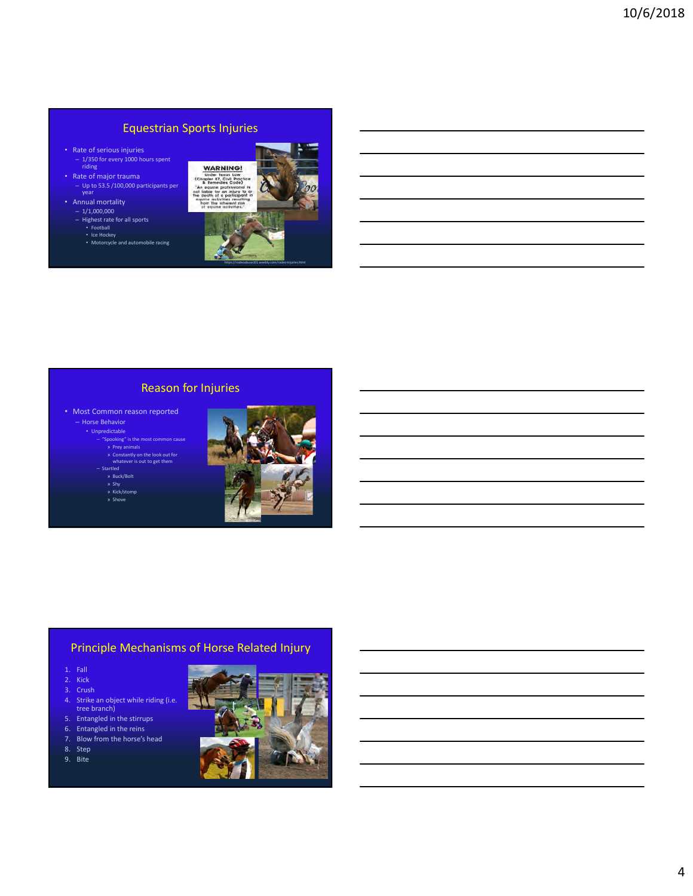## Equestrian Sports Injuries

- Rate of serious injuries
  - 1/350 for every 1000 hours spent riding
- Rate of major trauma
  - Up to 53.5 /100,000 participants per year
- Annual mortality
  - 1/1,000,000
  - Highest rate for all sports
    - Football
    - Ice Hockey
    - Motorcycle and automobile racing

WARNING! Under Texas Law (Chapter 87, Civil Practice & Remedies Code) "An equine professional is not liable for an injury to or the death of a participant in equine activities resulting from the inherent risk of equine activities."

https://rodeoabuse101.weebly.com/rodeo-injuries.html

## Reason for Injuries

- Most Common reason reported
  - Horse Behavior
    - Unpredictable
      - "Spooking" is the most common cause
        - Prey animals
        - Constantly on the look out for whatever is out to get them
      - Startled
        - Buck/Bolt
        - Shy
        - Kick/stomp
        - Shove

## Principle Mechanisms of Horse Related Injury

1. Fall
2. Kick
3. Crush
4. Strike an object while riding (i.e. tree branch)
5. Entangled in the stirrups
6. Entangled in the reins
7. Blow from the horse's head
8. Step
9. Bite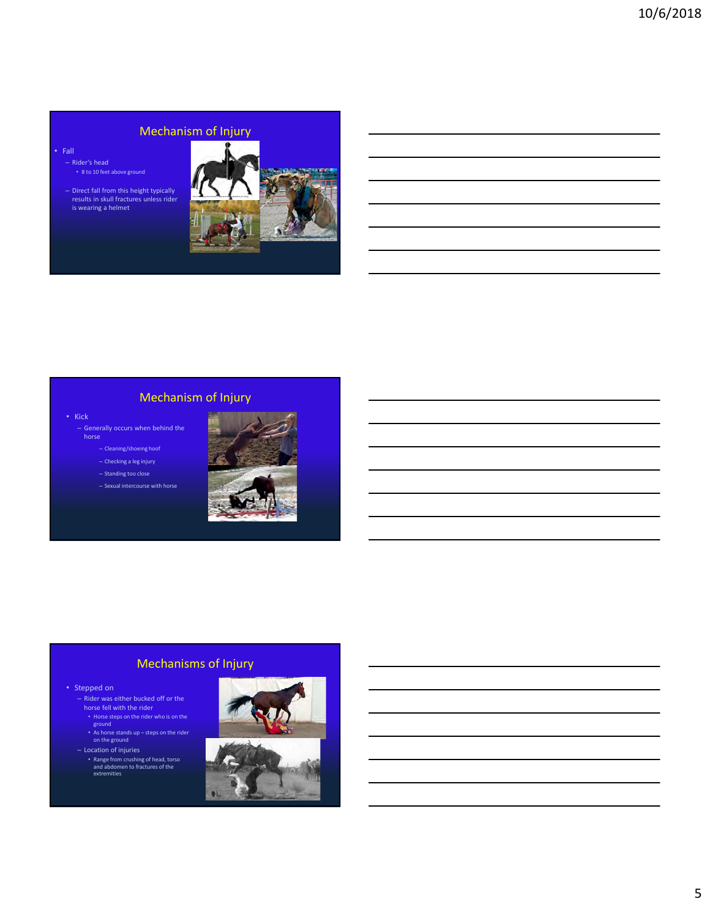## Mechanism of Injury

- Fall
  - Rider's head
    - 8 to 10 feet above ground
  - Direct fall from this height typically results in skull fractures unless rider is wearing a helmet

## Mechanism of Injury

- Kick
  - Generally occurs when behind the horse
    - Cleaning/shoeing hoof
    - Checking a leg injury
    - Standing too close
    - Sexual intercourse with horse

## Mechanisms of Injury

- Stepped on
  - Rider was either bucked off or the horse fell with the rider
    - Horse steps on the rider who is on the ground
    - As horse stands up – steps on the rider on the ground
  - Location of injuries
    - Range from crushing of head, torso and abdomen to fractures of the extremities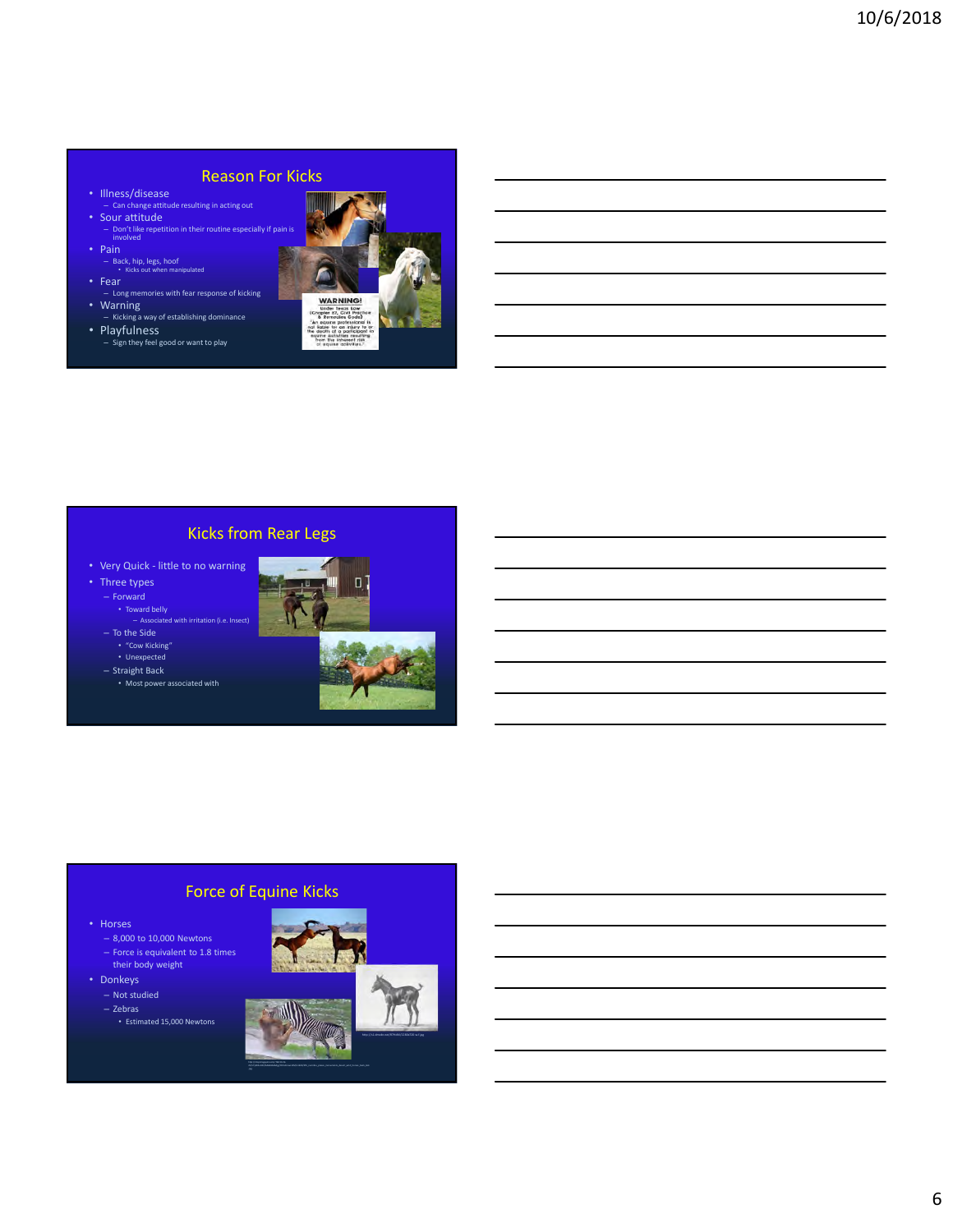## Reason For Kicks

- Illness/disease
  - Can change attitude resulting in acting out
- Sour attitude
  - Don't like repetition in their routine especially if pain is involved
- Pain
  - Back, hip, legs, hoof
    - Kicks out when manipulated
- Fear
  - Long memories with fear response of kicking
- Warning
  - Kicking a way of establishing dominance
- Playfulness
  - Sign they feel good or want to play

WARNING!
Under Texas Law (Chapter 87, Civil Practice & Remedies Code) "An equine professional is not liable for an injury to or the death of a participant in equine activities resulting from the inherent risk of equine activities."

## Kicks from Rear Legs

- Very Quick - little to no warning
- Three types
  - Forward
    - Toward belly
      - Associated with irritation (i.e. Insect)
  - To the Side
    - "Cow Kicking"
    - Unexpected
  - Straight Back
    - Most power associated with

## Force of Equine Kicks

- Horses
  - 8,000 to 10,000 Newtons
  - Force is equivalent to 1.8 times their body weight
- Donkeys
  - Not studied
  - Zebras
    - Estimated 15,000 Newtons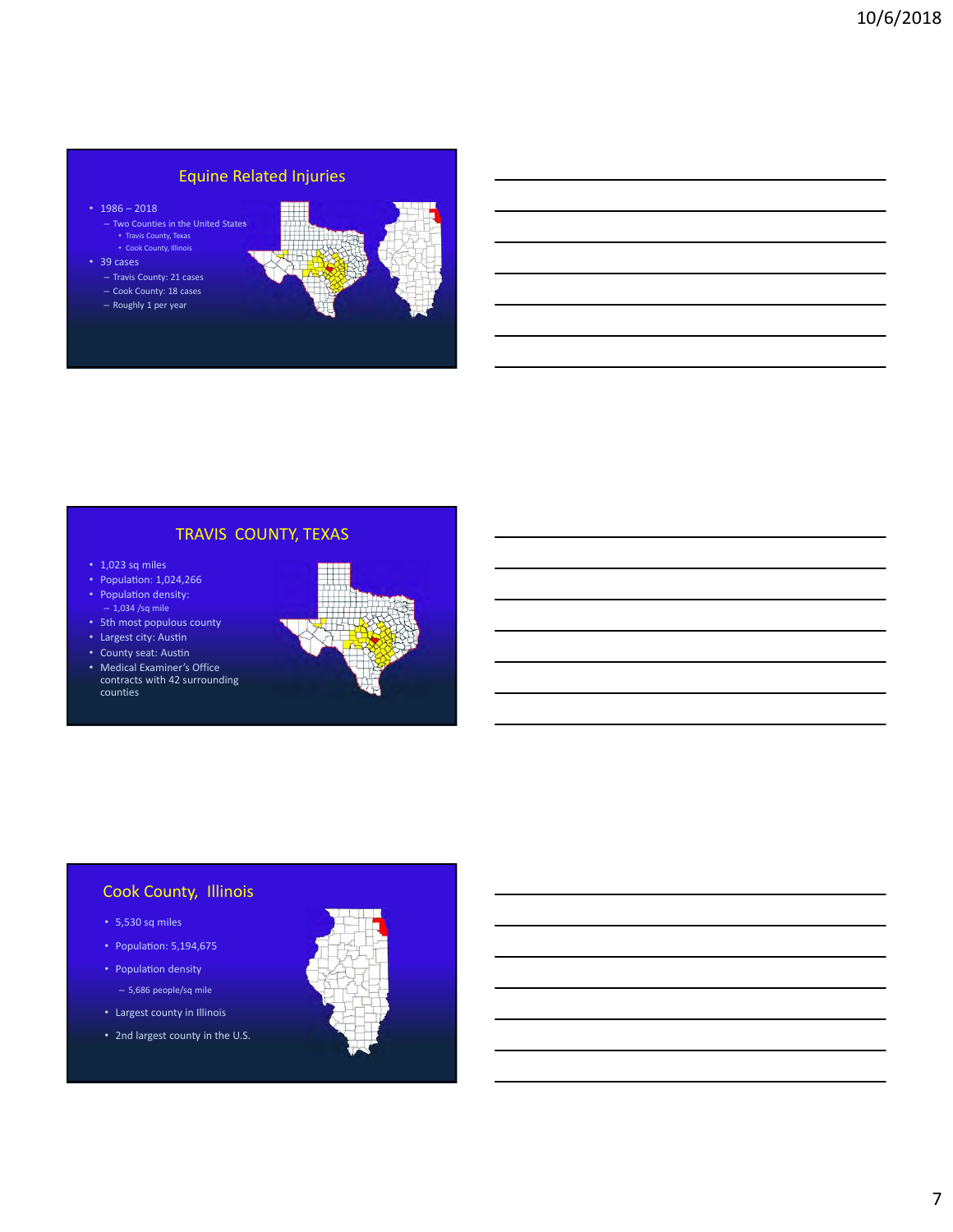## Equine Related Injuries

- 1986 – 2018
  - Two Counties in the United States
    - Travis County, Texas
    - Cook County, Illinois
- 39 cases
  - Travis County: 21 cases
  - Cook County: 18 cases
  - Roughly 1 per year

## TRAVIS COUNTY, TEXAS

- 1,023 sq miles
- Population: 1,024,266
- Population density:
  - 1,034 /sq mile
- 5th most populous county
- Largest city: Austin
- County seat: Austin
- Medical Examiner's Office contracts with 42 surrounding counties

## Cook County, Illinois

- 5,530 sq miles
- Population: 5,194,675
- Population density
  - 5,686 people/sq mile
- Largest county in Illinois
- 2nd largest county in the U.S.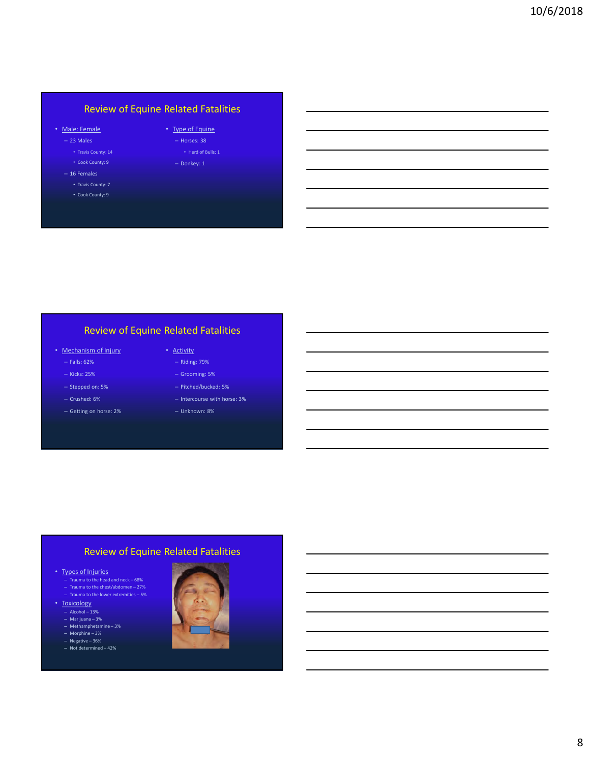## Review of Equine Related Fatalities

- Male: Female
  - 23 Males
    - Travis County: 14
    - Cook County: 9
  - 16 Females
    - Travis County: 7
    - Cook County: 9
- Type of Equine
  - Horses: 38
    - Herd of Bulls: 1
  - Donkey: 1

## Review of Equine Related Fatalities

- Mechanism of Injury
  - Falls: 62%
  - Kicks: 25%
  - Stepped on: 5%
  - Crushed: 6%
  - Getting on horse: 2%
- Activity
  - Riding: 79%
  - Grooming: 5%
  - Pitched/bucked: 5%
  - Intercourse with horse: 3%
  - Unknown: 8%

## Review of Equine Related Fatalities

- Types of Injuries
  - Trauma to the head and neck – 68%
  - Trauma to the chest/abdomen – 27%
  - Trauma to the lower extremities – 5%
- Toxicology
  - Alcohol – 13%
  - Marijuana – 3%
  - Methamphetamine – 3%
  - Morphine – 3%
  - Negative – 36%
  - Not determined – 42%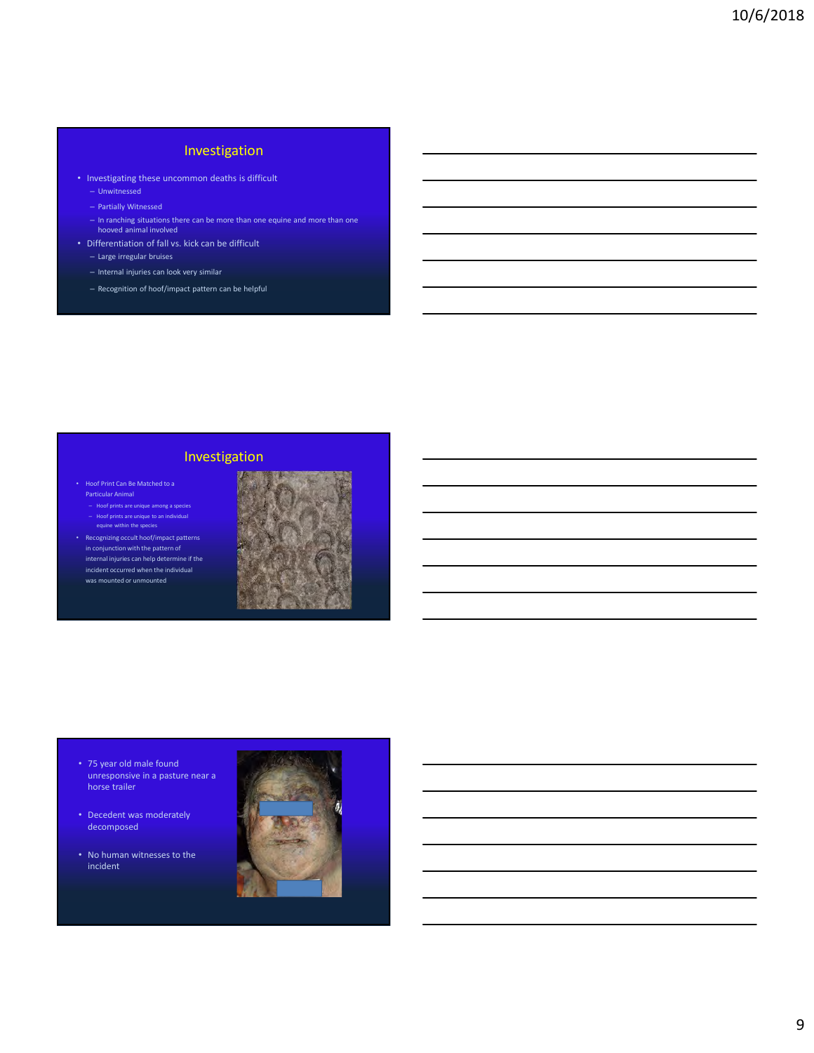## Investigation

- Investigating these uncommon deaths is difficult
  - Unwitnessed
  - Partially Witnessed
  - In ranching situations there can be more than one equine and more than one hooved animal involved
- Differentiation of fall vs. kick can be difficult
  - Large irregular bruises
  - Internal injuries can look very similar
  - Recognition of hoof/impact pattern can be helpful

## Investigation

- Hoof Print Can Be Matched to a Particular Animal
  - Hoof prints are unique among a species
  - Hoof prints are unique to an individual equine within the species
- Recognizing occult hoof/impact patterns in conjunction with the pattern of internal injuries can help determine if the incident occurred when the individual was mounted or unmounted

---

- 75 year old male found unresponsive in a pasture near a horse trailer
- Decedent was moderately decomposed
- No human witnesses to the incident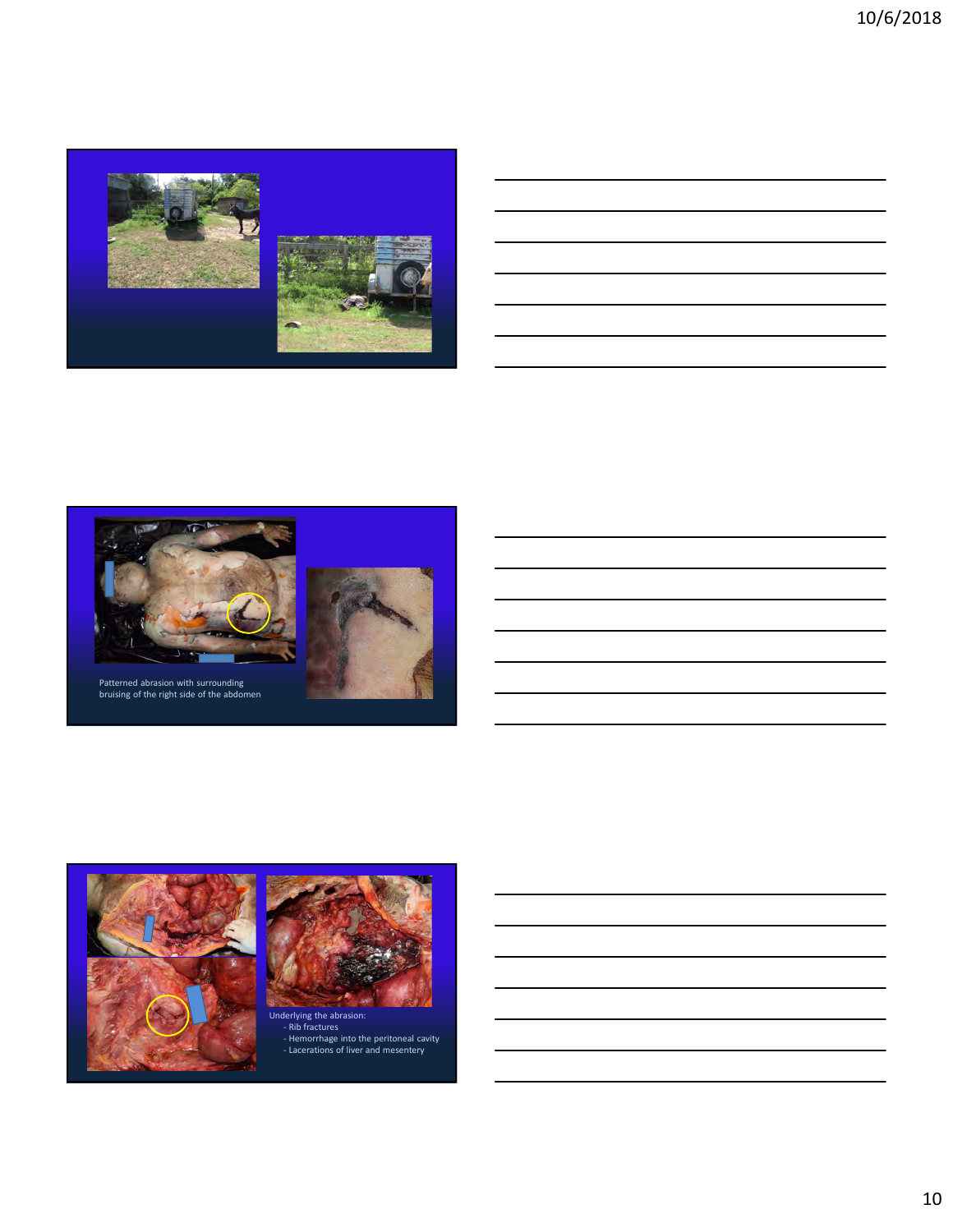Patterned abrasion with surrounding bruising of the right side of the abdomen

Underlying the abrasion:
- Rib fractures
- Hemorrhage into the peritoneal cavity
- Lacerations of liver and mesentery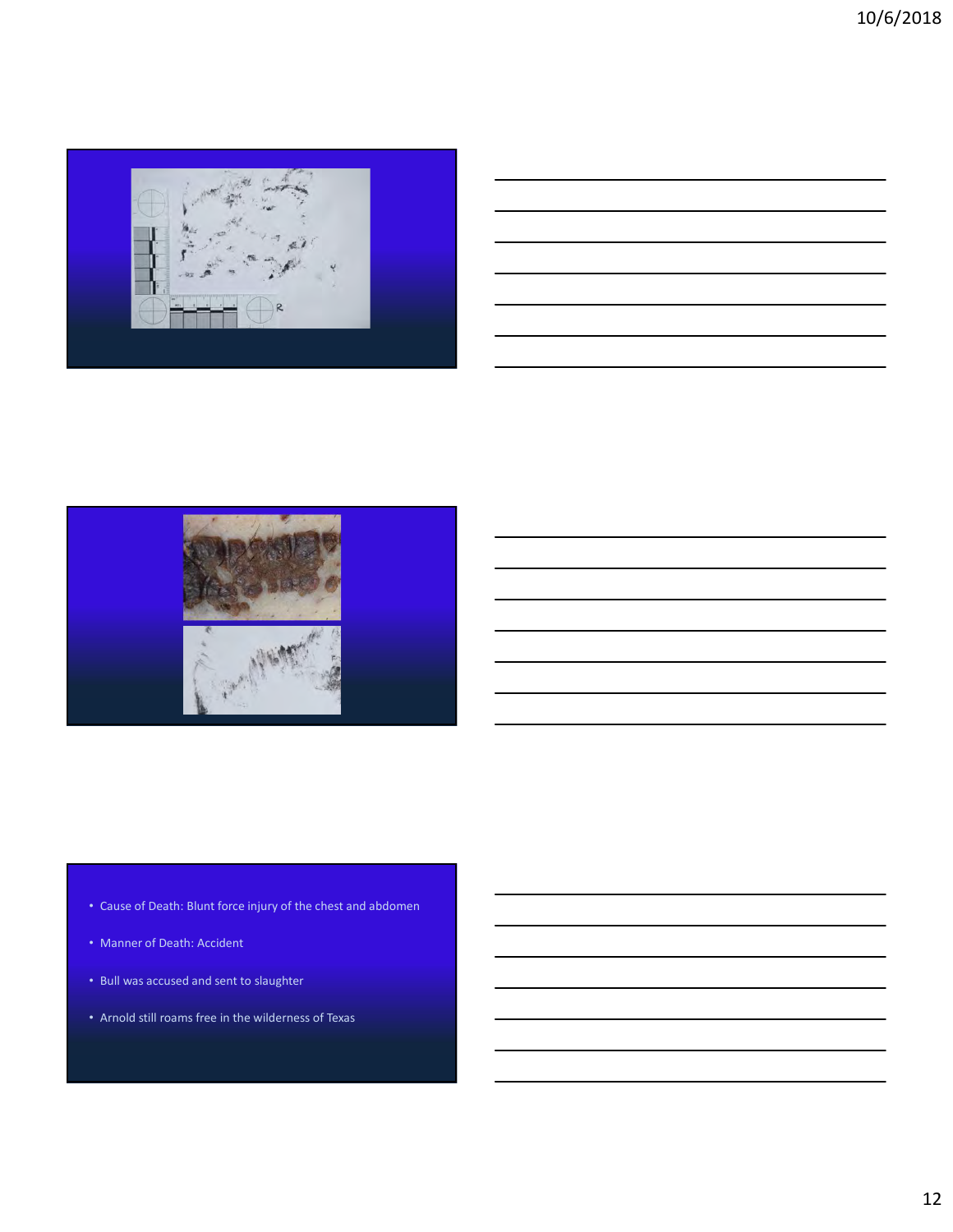- Cause of Death: Blunt force injury of the chest and abdomen
- Manner of Death: Accident
- Bull was accused and sent to slaughter
- Arnold still roams free in the wilderness of Texas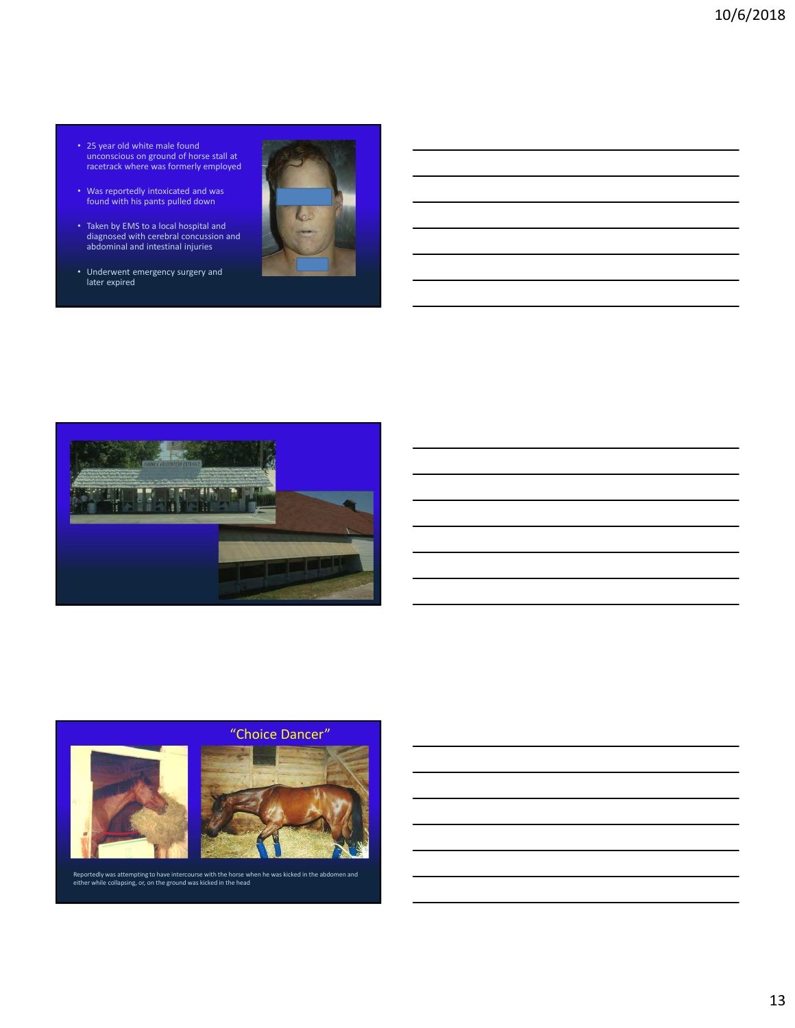- 25 year old white male found unconscious on ground of horse stall at racetrack where was formerly employed
- Was reportedly intoxicated and was found with his pants pulled down
- Taken by EMS to a local hospital and diagnosed with cerebral concussion and abdominal and intestinal injuries
- Underwent emergency surgery and later expired

"Choice Dancer"

Reportedly was attempting to have intercourse with the horse when he was kicked in the abdomen and either while collapsing, or, on the ground was kicked in the head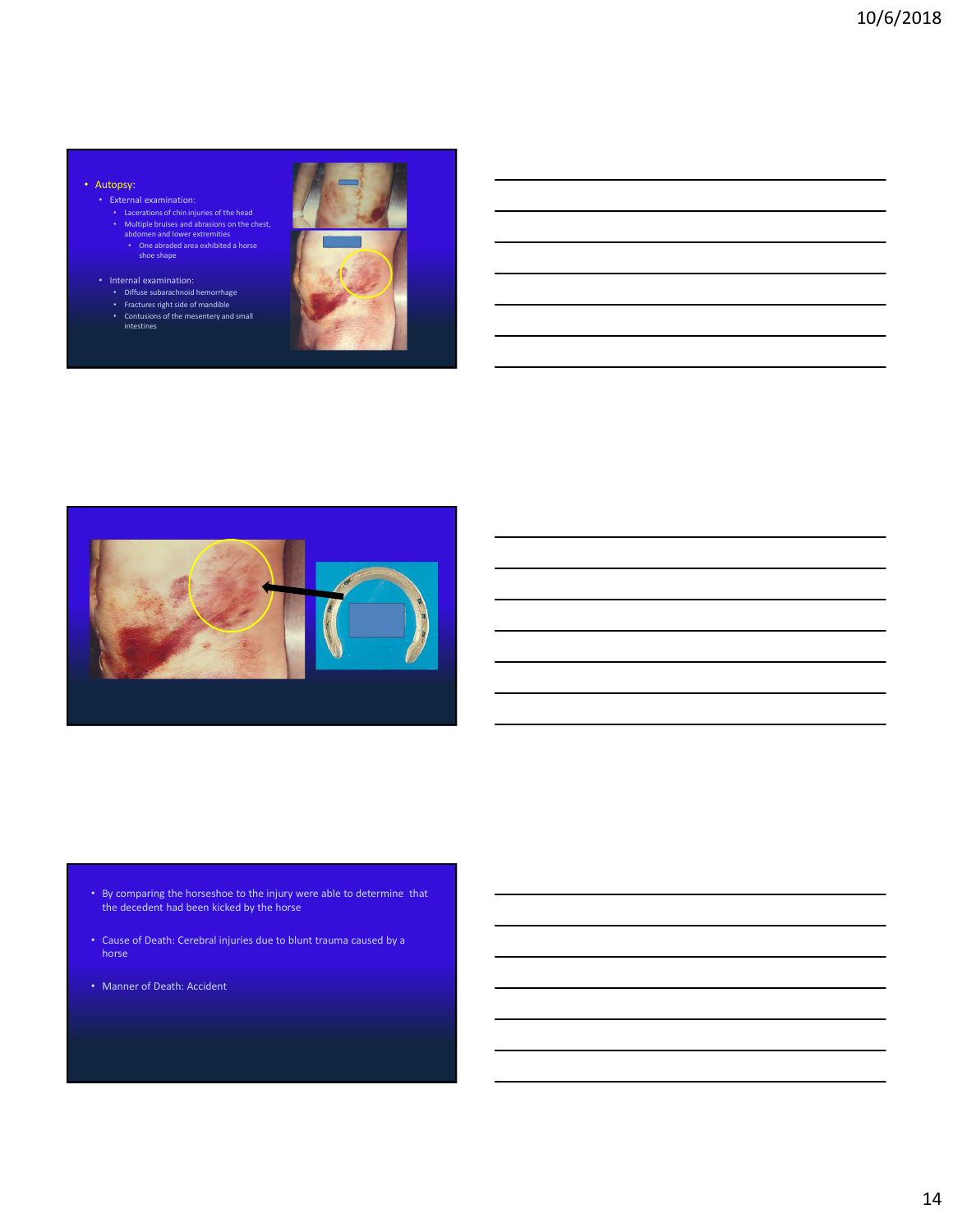- Autopsy:
  - External examination:
    - Lacerations of chin injuries of the head
    - Multiple bruises and abrasions on the chest, abdomen and lower extremities
      - One abraded area exhibited a horse shoe shape
  - Internal examination:
    - Diffuse subarachnoid hemorrhage
    - Fractures right side of mandible
    - Contusions of the mesentery and small intestines

- By comparing the horseshoe to the injury were able to determine that the decedent had been kicked by the horse
- Cause of Death: Cerebral injuries due to blunt trauma caused by a horse
- Manner of Death: Accident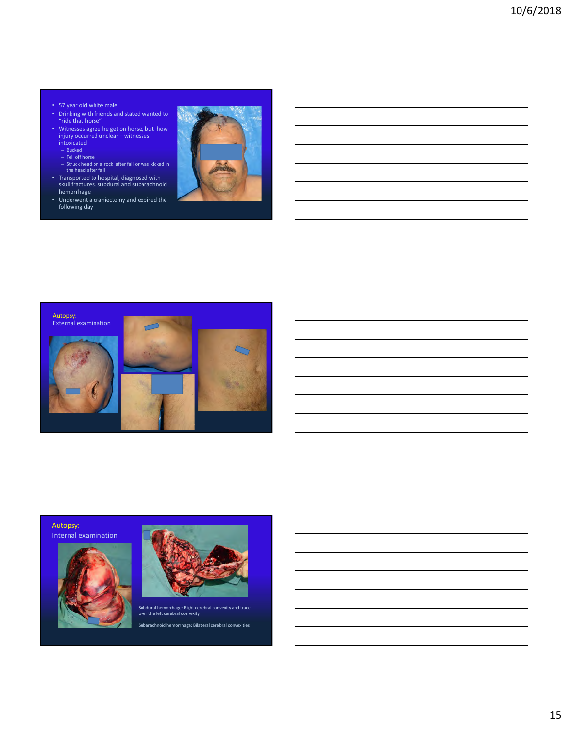- 57 year old white male
- Drinking with friends and stated wanted to "ride that horse"
- Witnesses agree he get on horse, but how injury occurred unclear – witnesses intoxicated
  - Bucked
  - Fell off horse
  - Struck head on a rock after fall or was kicked in the head after fall
- Transported to hospital, diagnosed with skull fractures, subdural and subarachnoid hemorrhage
- Underwent a craniectomy and expired the following day

Autopsy:
External examination

Autopsy:
Internal examination

Subdural hemorrhage: Right cerebral convexity and trace over the left cerebral convexity

Subarachnoid hemorrhage: Bilateral cerebral convexities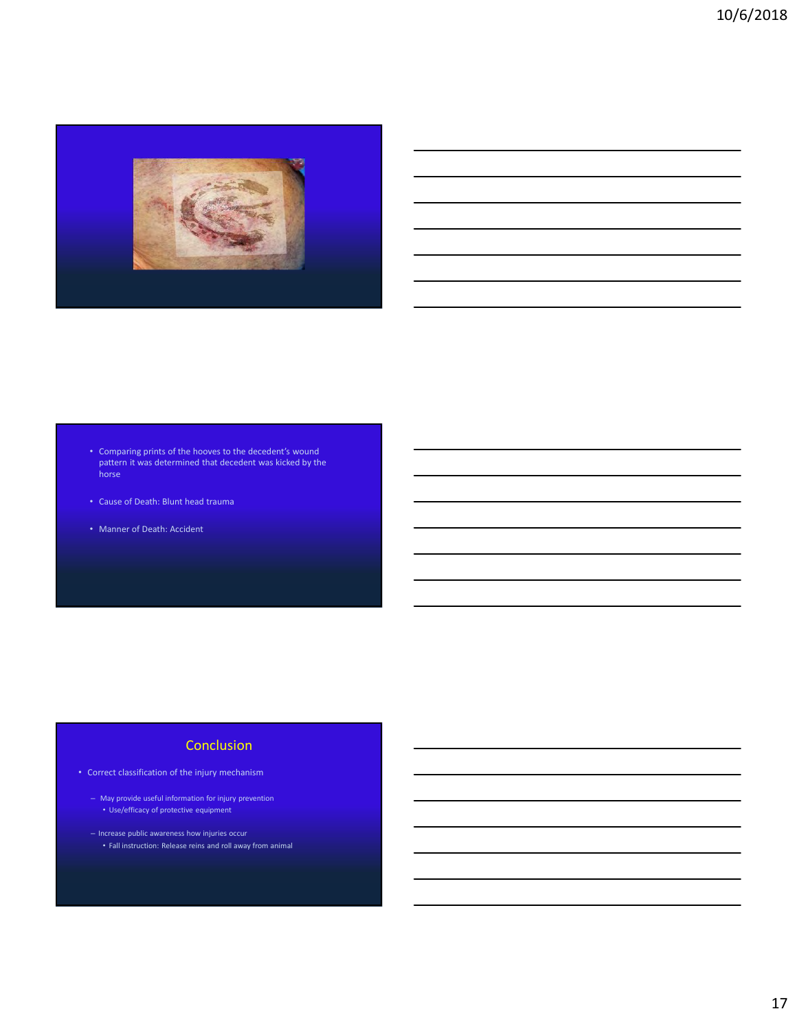- Comparing prints of the hooves to the decedent's wound pattern it was determined that decedent was kicked by the horse
- Cause of Death: Blunt head trauma
- Manner of Death: Accident

## Conclusion

- Correct classification of the injury mechanism
  - May provide useful information for injury prevention
    - Use/efficacy of protective equipment
  - Increase public awareness how injuries occur
    - Fall instruction: Release reins and roll away from animal